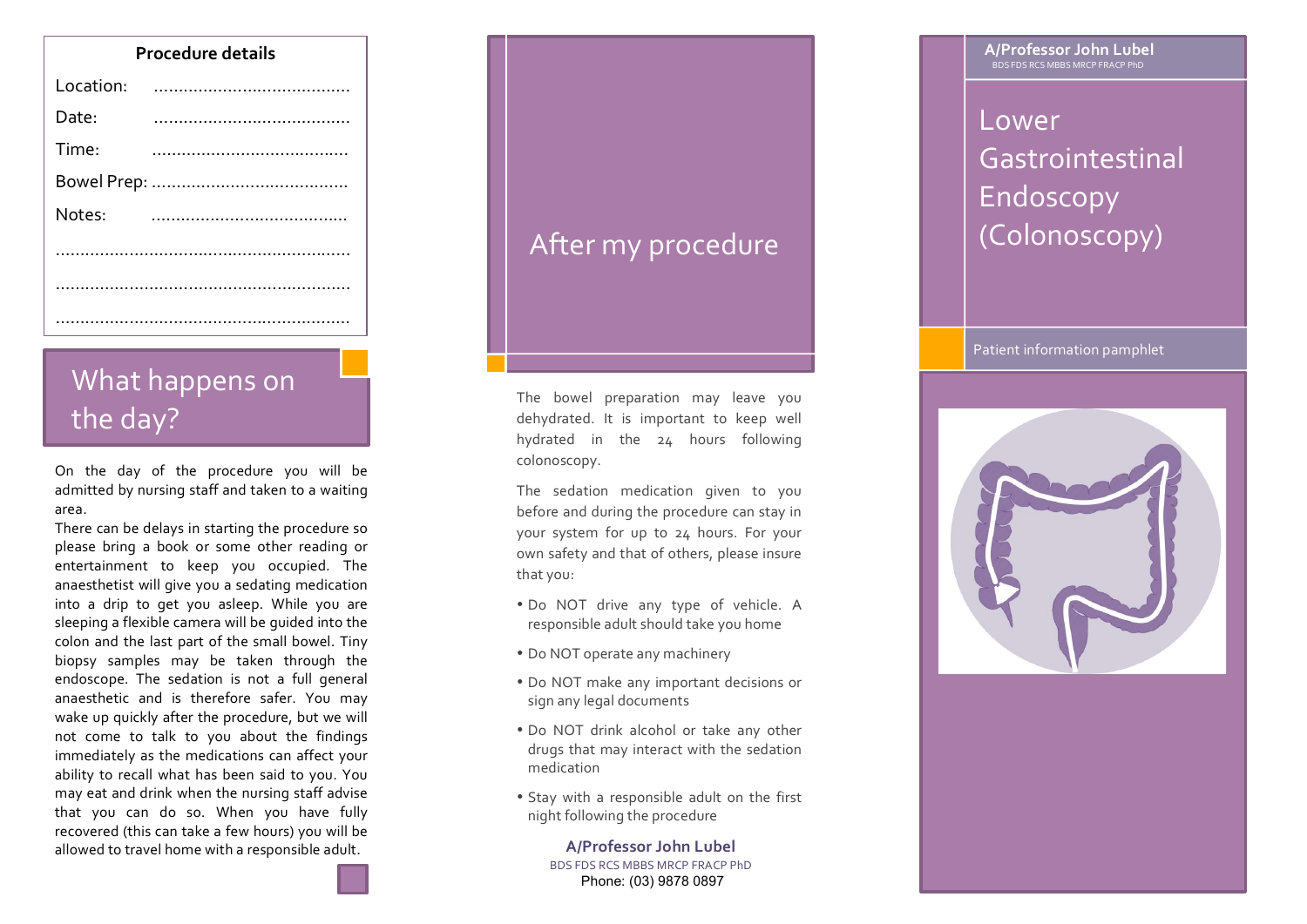## Procedure details

Location: ........................................

Date: ........................................

Time: ........................................

Bowel Prep: ........................................

Notes: ........................................

............................................................

............................................................

............................................................

## What happens on the day?

On the day of the procedure you will be admitted by nursing staff and taken to a waiting area.

There can be delays in starting the procedure so please bring a book or some other reading or entertainment to keep you occupied. The anaesthetist will give you a sedating medication into a drip to get you asleep. While you are sleeping a flexible camera will be guided into the colon and the last part of the small bowel. Tiny biopsy samples may be taken through the endoscope. The sedation is not a full general anaesthetic and is therefore safer. You may wake up quickly after the procedure, but we will not come to talk to you about the findings immediately as the medications can affect your ability to recall what has been said to you. You may eat and drink when the nursing staff advise that you can do so. When you have fully recovered (this can take a few hours) you will be allowed to travel home with a responsible adult.

## After my procedure

The bowel preparation may leave you dehydrated. It is important to keep well hydrated in the 24 hours following colonoscopy.

The sedation medication given to you before and during the procedure can stay in your system for up to 24 hours. For your own safety and that of others, please insure that you:

- Do NOT drive any type of vehicle. A responsible adult should take you home
- Do NOT operate any machinery
- Do NOT make any important decisions or sign any legal documents
- Do NOT drink alcohol or take any other drugs that may interact with the sedation medication
- Stay with a responsible adult on the first night following the procedure

**A/Professor John Lubel**
BDS FDS RCS MBBS MRCP FRACP PhD
Phone: (03) 9878 0897

**A/Professor John Lubel**
BDS FDS RCS MBBS MRCP FRACP PhD

# Lower Gastrointestinal Endoscopy (Colonoscopy)

Patient information pamphlet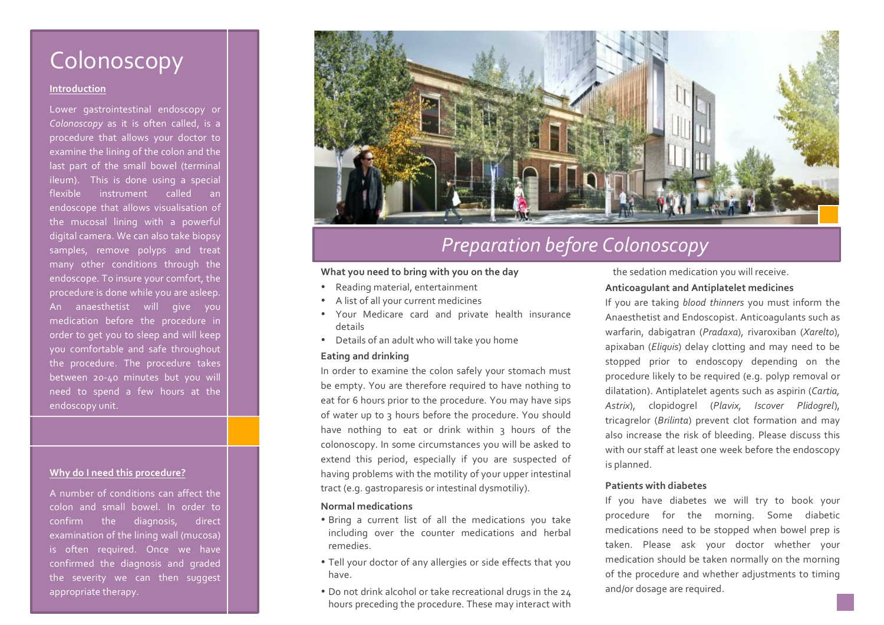# Colonoscopy

## Introduction

Lower gastrointestinal endoscopy or *Colonoscopy* as it is often called, is a procedure that allows your doctor to examine the lining of the colon and the last part of the small bowel (terminal ileum). This is done using a special flexible instrument called an endoscope that allows visualisation of the mucosal lining with a powerful digital camera. We can also take biopsy samples, remove polyps and treat many other conditions through the endoscope. To insure your comfort, the procedure is done while you are asleep. An anaesthetist will give you medication before the procedure in order to get you to sleep and will keep you comfortable and safe throughout the procedure. The procedure takes between 20-40 minutes but you will need to spend a few hours at the endoscopy unit.

## Why do I need this procedure?

A number of conditions can affect the colon and small bowel. In order to confirm the diagnosis, direct examination of the lining wall (mucosa) is often required. Once we have confirmed the diagnosis and graded the severity we can then suggest appropriate therapy.

# *Preparation before Colonoscopy*

**What you need to bring with you on the day**

- Reading material, entertainment
- A list of all your current medicines
- Your Medicare card and private health insurance details
- Details of an adult who will take you home

**Eating and drinking**

In order to examine the colon safely your stomach must be empty. You are therefore required to have nothing to eat for 6 hours prior to the procedure. You may have sips of water up to 3 hours before the procedure. You should have nothing to eat or drink within 3 hours of the colonoscopy. In some circumstances you will be asked to extend this period, especially if you are suspected of having problems with the motility of your upper intestinal tract (e.g. gastroparesis or intestinal dysmotiliy).

**Normal medications**

- Bring a current list of all the medications you take including over the counter medications and herbal remedies.
- Tell your doctor of any allergies or side effects that you have.
- Do not drink alcohol or take recreational drugs in the 24 hours preceding the procedure. These may interact with the sedation medication you will receive.

**Anticoagulant and Antiplatelet medicines**

If you are taking *blood thinners* you must inform the Anaesthetist and Endoscopist. Anticoagulants such as warfarin, dabigatran (*Pradaxa*), rivaroxiban (*Xarelto*), apixaban (*Eliquis*) delay clotting and may need to be stopped prior to endoscopy depending on the procedure likely to be required (e.g. polyp removal or dilatation). Antiplatelet agents such as aspirin (*Cartia, Astrix*), clopidogrel (*Plavix, Iscover Plidogrel*), tricagrelor (*Brilinta*) prevent clot formation and may also increase the risk of bleeding. Please discuss this with our staff at least one week before the endoscopy is planned.

**Patients with diabetes**

If you have diabetes we will try to book your procedure for the morning. Some diabetic medications need to be stopped when bowel prep is taken. Please ask your doctor whether your medication should be taken normally on the morning of the procedure and whether adjustments to timing and/or dosage are required.